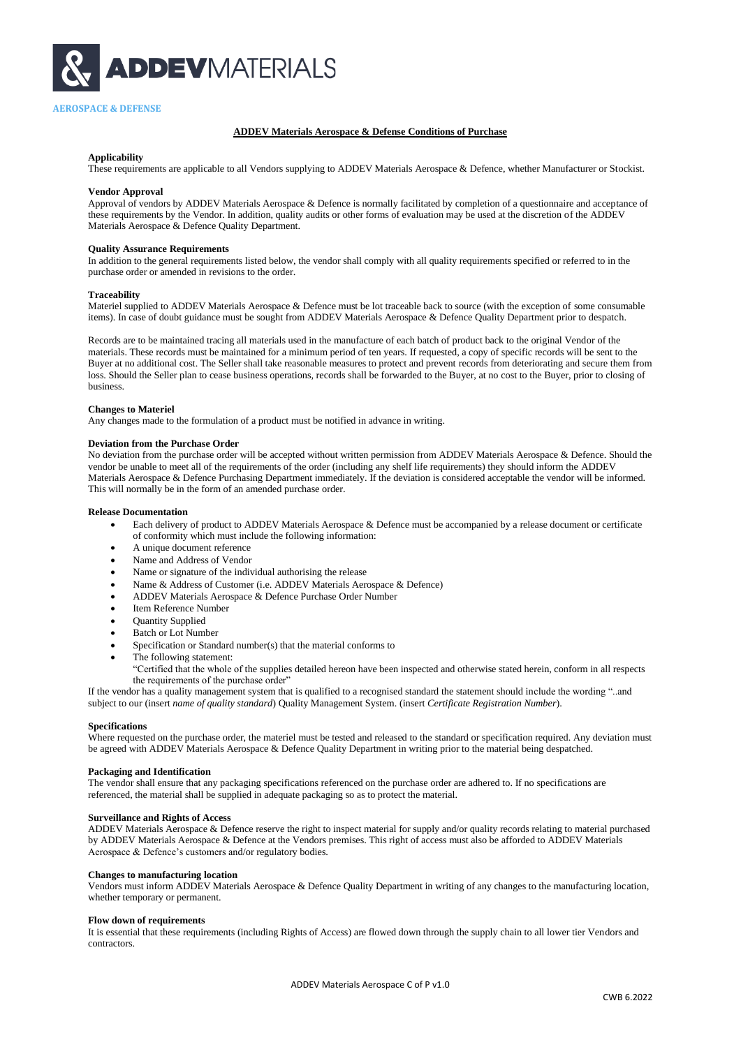# ADDEV MATERIALS

**AEROSPACE & DEFENSE**

## ADDEV Materials Aerospace & Defense Conditions of Purchase

### Applicability

These requirements are applicable to all Vendors supplying to ADDEV Materials Aerospace & Defence, whether Manufacturer or Stockist.

### Vendor Approval

Approval of vendors by ADDEV Materials Aerospace & Defence is normally facilitated by completion of a questionnaire and acceptance of these requirements by the Vendor. In addition, quality audits or other forms of evaluation may be used at the discretion of the ADDEV Materials Aerospace & Defence Quality Department.

### Quality Assurance Requirements

In addition to the general requirements listed below, the vendor shall comply with all quality requirements specified or referred to in the purchase order or amended in revisions to the order.

### Traceability

Materiel supplied to ADDEV Materials Aerospace & Defence must be lot traceable back to source (with the exception of some consumable items). In case of doubt guidance must be sought from ADDEV Materials Aerospace & Defence Quality Department prior to despatch.

Records are to be maintained tracing all materials used in the manufacture of each batch of product back to the original Vendor of the materials. These records must be maintained for a minimum period of ten years. If requested, a copy of specific records will be sent to the Buyer at no additional cost. The Seller shall take reasonable measures to protect and prevent records from deteriorating and secure them from loss. Should the Seller plan to cease business operations, records shall be forwarded to the Buyer, at no cost to the Buyer, prior to closing of business.

### Changes to Materiel

Any changes made to the formulation of a product must be notified in advance in writing.

### Deviation from the Purchase Order

No deviation from the purchase order will be accepted without written permission from ADDEV Materials Aerospace & Defence. Should the vendor be unable to meet all of the requirements of the order (including any shelf life requirements) they should inform the ADDEV Materials Aerospace & Defence Purchasing Department immediately. If the deviation is considered acceptable the vendor will be informed. This will normally be in the form of an amended purchase order.

### Release Documentation

- Each delivery of product to ADDEV Materials Aerospace & Defence must be accompanied by a release document or certificate of conformity which must include the following information:
- A unique document reference
- Name and Address of Vendor
- Name or signature of the individual authorising the release
- Name & Address of Customer (i.e. ADDEV Materials Aerospace & Defence)
- ADDEV Materials Aerospace & Defence Purchase Order Number
- Item Reference Number
- Quantity Supplied
- Batch or Lot Number
- Specification or Standard number(s) that the material conforms to
- The following statement:
  "Certified that the whole of the supplies detailed hereon have been inspected and otherwise stated herein, conform in all respects the requirements of the purchase order"

If the vendor has a quality management system that is qualified to a recognised standard the statement should include the wording "..and subject to our (insert *name of quality standard*) Quality Management System. (insert *Certificate Registration Number*).

### Specifications

Where requested on the purchase order, the materiel must be tested and released to the standard or specification required. Any deviation must be agreed with ADDEV Materials Aerospace & Defence Quality Department in writing prior to the material being despatched.

### Packaging and Identification

The vendor shall ensure that any packaging specifications referenced on the purchase order are adhered to. If no specifications are referenced, the material shall be supplied in adequate packaging so as to protect the material.

### Surveillance and Rights of Access

ADDEV Materials Aerospace & Defence reserve the right to inspect material for supply and/or quality records relating to material purchased by ADDEV Materials Aerospace & Defence at the Vendors premises. This right of access must also be afforded to ADDEV Materials Aerospace & Defence's customers and/or regulatory bodies.

### Changes to manufacturing location

Vendors must inform ADDEV Materials Aerospace & Defence Quality Department in writing of any changes to the manufacturing location, whether temporary or permanent.

### Flow down of requirements

It is essential that these requirements (including Rights of Access) are flowed down through the supply chain to all lower tier Vendors and contractors.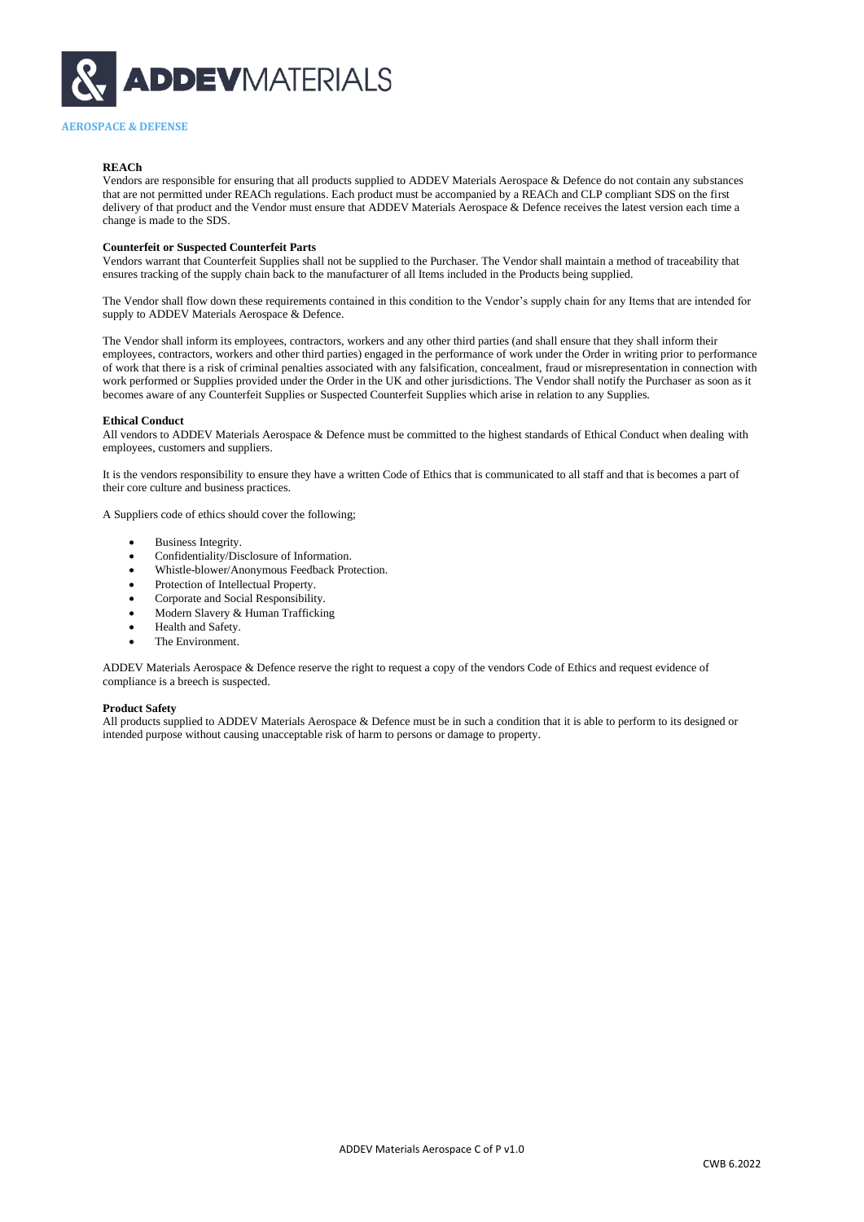### REACh

Vendors are responsible for ensuring that all products supplied to ADDEV Materials Aerospace & Defence do not contain any substances that are not permitted under REACh regulations. Each product must be accompanied by a REACh and CLP compliant SDS on the first delivery of that product and the Vendor must ensure that ADDEV Materials Aerospace & Defence receives the latest version each time a change is made to the SDS.

### Counterfeit or Suspected Counterfeit Parts

Vendors warrant that Counterfeit Supplies shall not be supplied to the Purchaser. The Vendor shall maintain a method of traceability that ensures tracking of the supply chain back to the manufacturer of all Items included in the Products being supplied.

The Vendor shall flow down these requirements contained in this condition to the Vendor's supply chain for any Items that are intended for supply to ADDEV Materials Aerospace & Defence.

The Vendor shall inform its employees, contractors, workers and any other third parties (and shall ensure that they shall inform their employees, contractors, workers and other third parties) engaged in the performance of work under the Order in writing prior to performance of work that there is a risk of criminal penalties associated with any falsification, concealment, fraud or misrepresentation in connection with work performed or Supplies provided under the Order in the UK and other jurisdictions. The Vendor shall notify the Purchaser as soon as it becomes aware of any Counterfeit Supplies or Suspected Counterfeit Supplies which arise in relation to any Supplies.

### Ethical Conduct

All vendors to ADDEV Materials Aerospace & Defence must be committed to the highest standards of Ethical Conduct when dealing with employees, customers and suppliers.

It is the vendors responsibility to ensure they have a written Code of Ethics that is communicated to all staff and that is becomes a part of their core culture and business practices.

A Suppliers code of ethics should cover the following;

- Business Integrity.
- Confidentiality/Disclosure of Information.
- Whistle-blower/Anonymous Feedback Protection.
- Protection of Intellectual Property.
- Corporate and Social Responsibility.
- Modern Slavery & Human Trafficking
- Health and Safety.
- The Environment.

ADDEV Materials Aerospace & Defence reserve the right to request a copy of the vendors Code of Ethics and request evidence of compliance is a breech is suspected.

### Product Safety

All products supplied to ADDEV Materials Aerospace & Defence must be in such a condition that it is able to perform to its designed or intended purpose without causing unacceptable risk of harm to persons or damage to property.